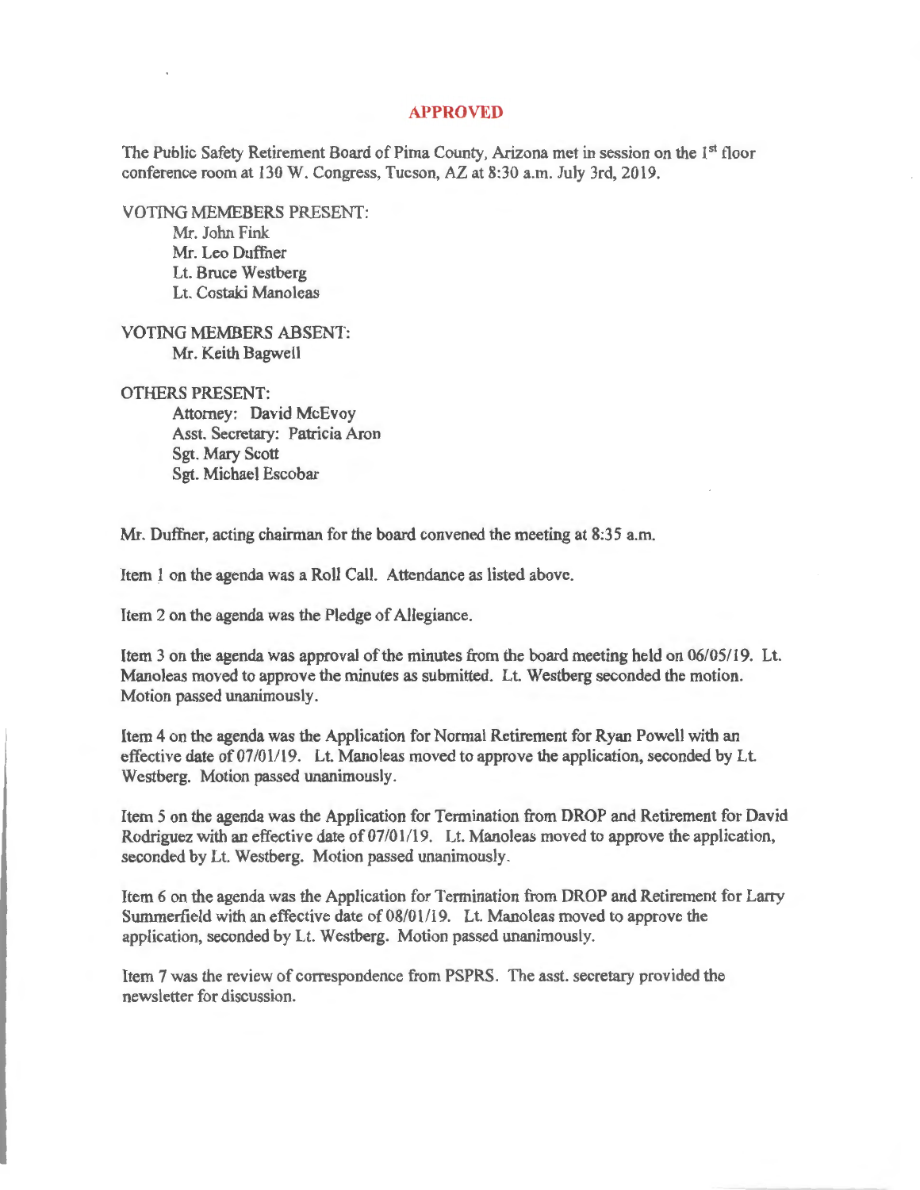**APPROVED**

The Public Safety Retirement Board of Pima County, Arizona met in session on the 1st floor conference room at 130 W. Congress, Tucson, AZ at 8:30 a.m. July 3rd, 2019.

VOTING MEMEBERS PRESENT:

- Mr. John Fink
- Mr. Leo Duffner
- Lt. Bruce Westberg
- Lt. Costaki Manoleas

VOTING MEMBERS ABSENT:

- Mr. Keith Bagwell

OTHERS PRESENT:

- Attorney: David McEvoy
- Asst. Secretary: Patricia Aron
- Sgt. Mary Scott
- Sgt. Michael Escobar

Mr. Duffner, acting chairman for the board convened the meeting at 8:35 a.m.

Item 1 on the agenda was a Roll Call. Attendance as listed above.

Item 2 on the agenda was the Pledge of Allegiance.

Item 3 on the agenda was approval of the minutes from the board meeting held on 06/05/19. Lt. Manoleas moved to approve the minutes as submitted. Lt. Westberg seconded the motion. Motion passed unanimously.

Item 4 on the agenda was the Application for Normal Retirement for Ryan Powell with an effective date of 07/01/19. Lt. Manoleas moved to approve the application, seconded by Lt. Westberg. Motion passed unanimously.

Item 5 on the agenda was the Application for Termination from DROP and Retirement for David Rodriguez with an effective date of 07/01/19. Lt. Manoleas moved to approve the application, seconded by Lt. Westberg. Motion passed unanimously.

Item 6 on the agenda was the Application for Termination from DROP and Retirement for Larry Summerfield with an effective date of 08/01/19. Lt. Manoleas moved to approve the application, seconded by Lt. Westberg. Motion passed unanimously.

Item 7 was the review of correspondence from PSPRS. The asst. secretary provided the newsletter for discussion.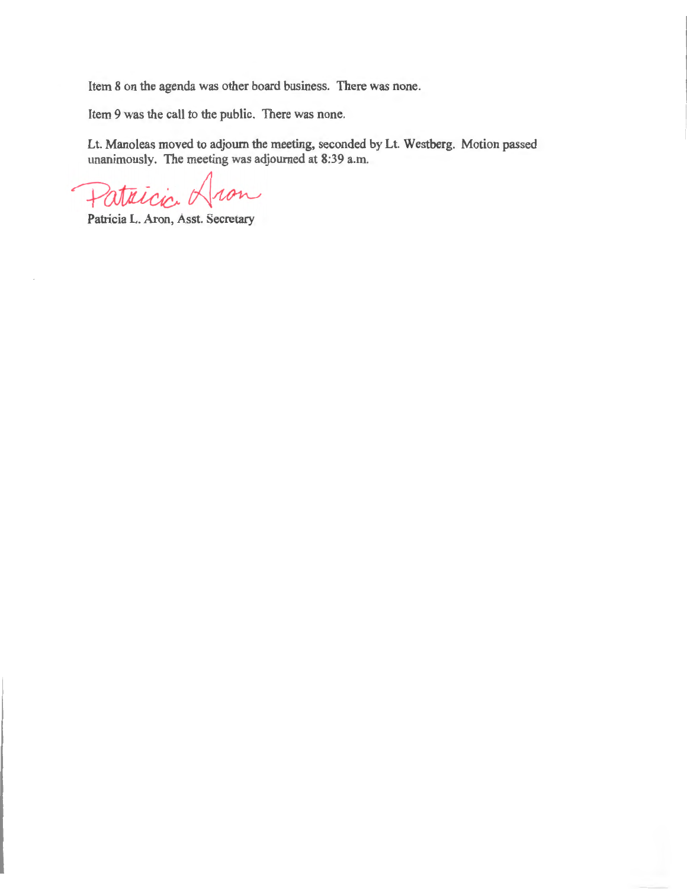Item 8 on the agenda was other board business. There was none.

Item 9 was the call to the public. There was none.

Lt. Manoleas moved to adjourn the meeting, seconded by Lt. Westberg. Motion passed unanimously. The meeting was adjourned at 8:39 a.m.

Patricia Aron

Patricia L. Aron, Asst. Secretary